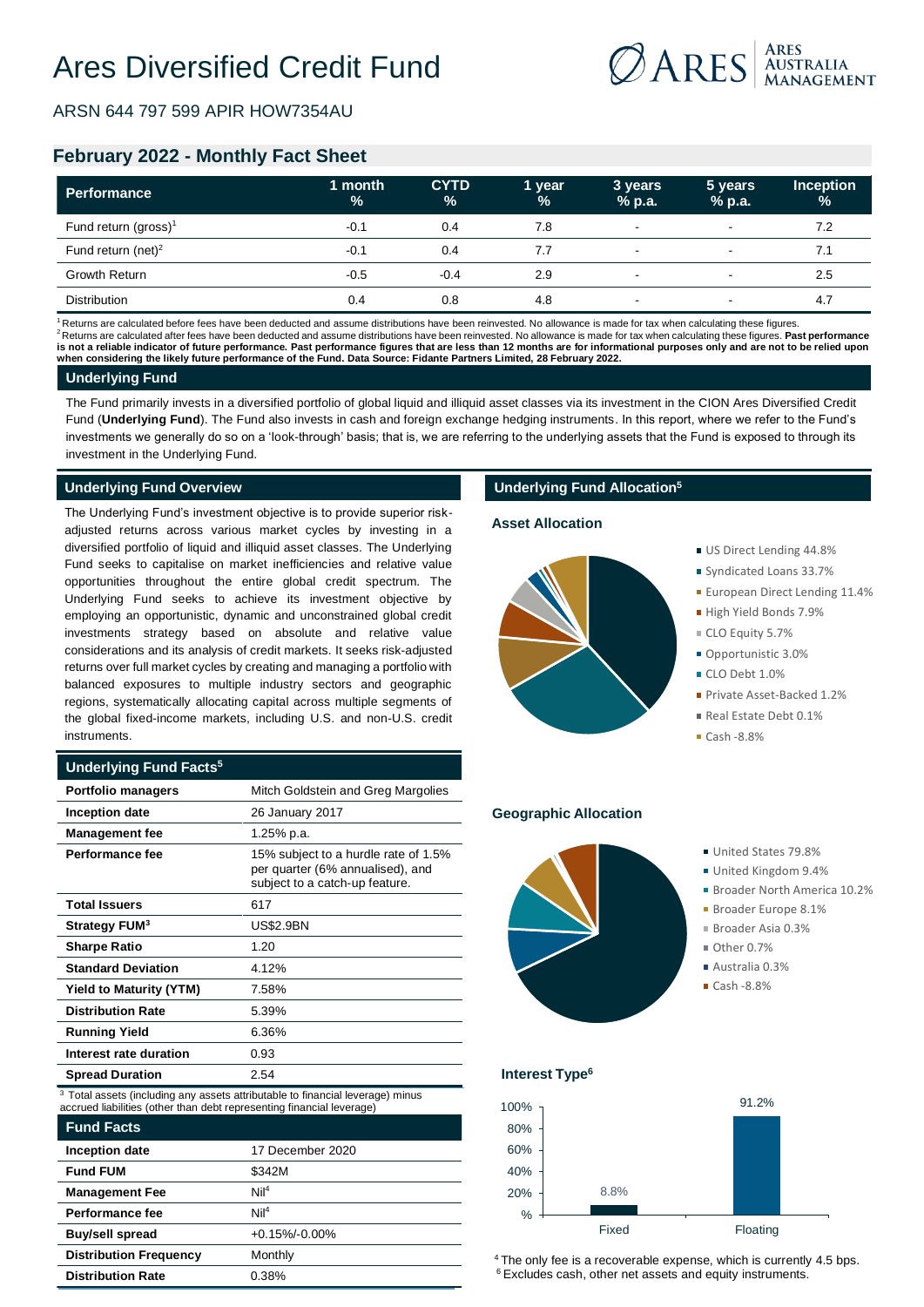# Ares Diversified Credit Fund

ARSN 644 797 599 APIR HOW7354AU

## February 2022 - Monthly Fact Sheet

| Performance | 1 month % | CYTD % | 1 year % | 3 years % p.a. | 5 years % p.a. | Inception % |
|---|---|---|---|---|---|---|
| Fund return (gross)[1] | -0.1 | 0.4 | 7.8 | - | - | 7.2 |
| Fund return (net)[2] | -0.1 | 0.4 | 7.7 | - | - | 7.1 |
| Growth Return | -0.5 | -0.4 | 2.9 | - | - | 2.5 |
| Distribution | 0.4 | 0.8 | 4.8 | - | - | 4.7 |

[1] Returns are calculated before fees have been deducted and assume distributions have been reinvested. No allowance is made for tax when calculating these figures.
[2] Returns are calculated after fees have been deducted and assume distributions have been reinvested. No allowance is made for tax when calculating these figures. **Past performance is not a reliable indicator of future performance. Past performance figures that are less than 12 months are for informational purposes only and are not to be relied upon when considering the likely future performance of the Fund. Data Source: Fidante Partners Limited, 28 February 2022.**

### Underlying Fund

The Fund primarily invests in a diversified portfolio of global liquid and illiquid asset classes via its investment in the CION Ares Diversified Credit Fund (**Underlying Fund**). The Fund also invests in cash and foreign exchange hedging instruments. In this report, where we refer to the Fund's investments we generally do so on a 'look-through' basis; that is, we are referring to the underlying assets that the Fund is exposed to through its investment in the Underlying Fund.

### Underlying Fund Overview

The Underlying Fund's investment objective is to provide superior risk-adjusted returns across various market cycles by investing in a diversified portfolio of liquid and illiquid asset classes. The Underlying Fund seeks to capitalise on market inefficiencies and relative value opportunities throughout the entire global credit spectrum. The Underlying Fund seeks to achieve its investment objective by employing an opportunistic, dynamic and unconstrained global credit investments strategy based on absolute and relative value considerations and its analysis of credit markets. It seeks risk-adjusted returns over full market cycles by creating and managing a portfolio with balanced exposures to multiple industry sectors and geographic regions, systematically allocating capital across multiple segments of the global fixed-income markets, including U.S. and non-U.S. credit instruments.

### Underlying Fund Facts[5]

| | |
|---|---|
| **Portfolio managers** | Mitch Goldstein and Greg Margolies |
| **Inception date** | 26 January 2017 |
| **Management fee** | 1.25% p.a. |
| **Performance fee** | 15% subject to a hurdle rate of 1.5% per quarter (6% annualised), and subject to a catch-up feature. |
| **Total Issuers** | 617 |
| **Strategy FUM[3]** | US$2.9BN |
| **Sharpe Ratio** | 1.20 |
| **Standard Deviation** | 4.12% |
| **Yield to Maturity (YTM)** | 7.58% |
| **Distribution Rate** | 5.39% |
| **Running Yield** | 6.36% |
| **Interest rate duration** | 0.93 |
| **Spread Duration** | 2.54 |

[3] Total assets (including any assets attributable to financial leverage) minus accrued liabilities (other than debt representing financial leverage)

### Fund Facts

| | |
|---|---|
| **Inception date** | 17 December 2020 |
| **Fund FUM** | $342M |
| **Management Fee** | Nil[4] |
| **Performance fee** | Nil[4] |
| **Buy/sell spread** | +0.15%/-0.00% |
| **Distribution Frequency** | Monthly |
| **Distribution Rate** | 0.38% |

### Underlying Fund Allocation[5]

#### Asset Allocation

- US Direct Lending 44.8%
- Syndicated Loans 33.7%
- European Direct Lending 11.4%
- High Yield Bonds 7.9%
- CLO Equity 5.7%
- Opportunistic 3.0%
- CLO Debt 1.0%
- Private Asset-Backed 1.2%
- Real Estate Debt 0.1%
- Cash -8.8%

#### Geographic Allocation

- United States 79.8%
- United Kingdom 9.4%
- Broader North America 10.2%
- Broader Europe 8.1%
- Broader Asia 0.3%
- Other 0.7%
- Australia 0.3%
- Cash -8.8%

#### Interest Type[6]

| Interest Type | % |
|---|---|
| Fixed | 8.8% |
| Floating | 91.2% |

[4] The only fee is a recoverable expense, which is currently 4.5 bps.
[6] Excludes cash, other net assets and equity instruments.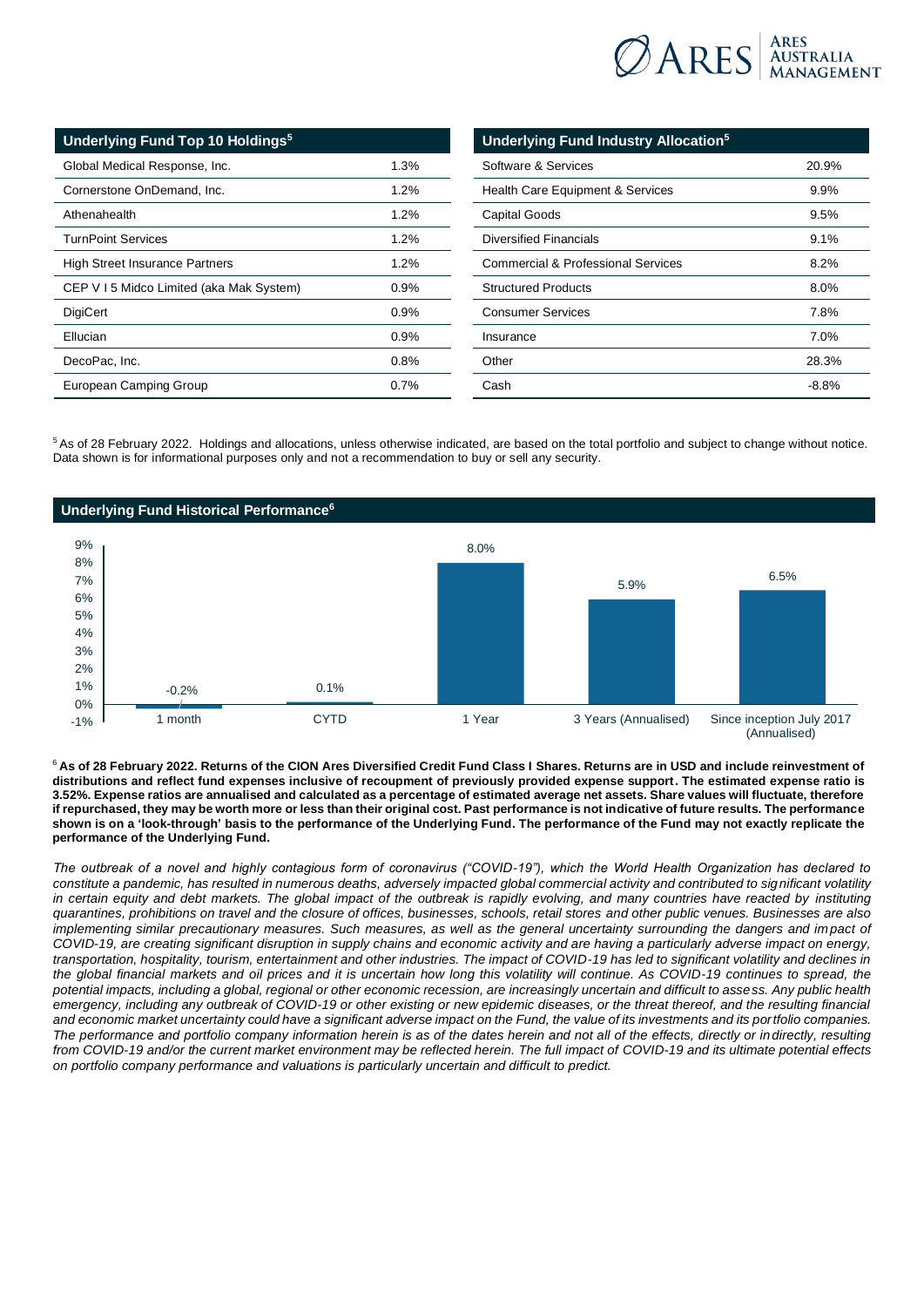## Underlying Fund Top 10 Holdings[5]

| Underlying Fund Top 10 Holdings[5] | |
|---|---|
| Global Medical Response, Inc. | 1.3% |
| Cornerstone OnDemand, Inc. | 1.2% |
| Athenahealth | 1.2% |
| TurnPoint Services | 1.2% |
| High Street Insurance Partners | 1.2% |
| CEP V I 5 Midco Limited (aka Mak System) | 0.9% |
| DigiCert | 0.9% |
| Ellucian | 0.9% |
| DecoPac, Inc. | 0.8% |
| European Camping Group | 0.7% |

## Underlying Fund Industry Allocation[5]

| Underlying Fund Industry Allocation[5] | |
|---|---|
| Software & Services | 20.9% |
| Health Care Equipment & Services | 9.9% |
| Capital Goods | 9.5% |
| Diversified Financials | 9.1% |
| Commercial & Professional Services | 8.2% |
| Structured Products | 8.0% |
| Consumer Services | 7.8% |
| Insurance | 7.0% |
| Other | 28.3% |
| Cash | -8.8% |

[5] As of 28 February 2022. Holdings and allocations, unless otherwise indicated, are based on the total portfolio and subject to change without notice. Data shown is for informational purposes only and not a recommendation to buy or sell any security.

## Underlying Fund Historical Performance[6]

| Period | Return |
|---|---|
| 1 month | -0.2% |
| CYTD | 0.1% |
| 1 Year | 8.0% |
| 3 Years (Annualised) | 5.9% |
| Since inception July 2017 (Annualised) | 6.5% |

[6] **As of 28 February 2022. Returns of the CION Ares Diversified Credit Fund Class I Shares. Returns are in USD and include reinvestment of distributions and reflect fund expenses inclusive of recoupment of previously provided expense support. The estimated expense ratio is 3.52%. Expense ratios are annualised and calculated as a percentage of estimated average net assets. Share values will fluctuate, therefore if repurchased, they may be worth more or less than their original cost. Past performance is not indicative of future results. The performance shown is on a 'look-through' basis to the performance of the Underlying Fund. The performance of the Fund may not exactly replicate the performance of the Underlying Fund.**

*The outbreak of a novel and highly contagious form of coronavirus ("COVID-19"), which the World Health Organization has declared to constitute a pandemic, has resulted in numerous deaths, adversely impacted global commercial activity and contributed to significant volatility in certain equity and debt markets. The global impact of the outbreak is rapidly evolving, and many countries have reacted by instituting quarantines, prohibitions on travel and the closure of offices, businesses, schools, retail stores and other public venues. Businesses are also implementing similar precautionary measures. Such measures, as well as the general uncertainty surrounding the dangers and impact of COVID-19, are creating significant disruption in supply chains and economic activity and are having a particularly adverse impact on energy, transportation, hospitality, tourism, entertainment and other industries. The impact of COVID-19 has led to significant volatility and declines in the global financial markets and oil prices and it is uncertain how long this volatility will continue. As COVID-19 continues to spread, the potential impacts, including a global, regional or other economic recession, are increasingly uncertain and difficult to assess. Any public health emergency, including any outbreak of COVID-19 or other existing or new epidemic diseases, or the threat thereof, and the resulting financial and economic market uncertainty could have a significant adverse impact on the Fund, the value of its investments and its portfolio companies. The performance and portfolio company information herein is as of the dates herein and not all of the effects, directly or indirectly, resulting from COVID-19 and/or the current market environment may be reflected herein. The full impact of COVID-19 and its ultimate potential effects on portfolio company performance and valuations is particularly uncertain and difficult to predict.*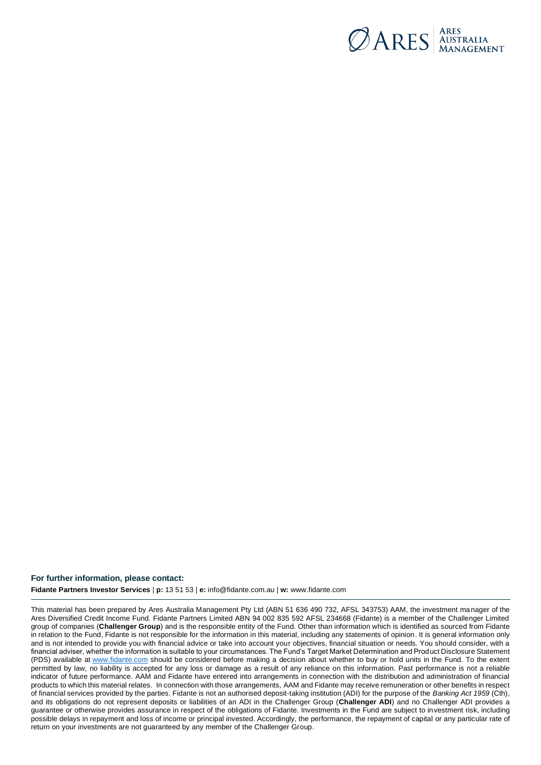**For further information, please contact:**

**Fidante Partners Investor Services** | **p:** 13 51 53 | **e:** info@fidante.com.au | **w:** www.fidante.com

This material has been prepared by Ares Australia Management Pty Ltd (ABN 51 636 490 732, AFSL 343753) AAM, the investment manager of the Ares Diversified Credit Income Fund. Fidante Partners Limited ABN 94 002 835 592 AFSL 234668 (Fidante) is a member of the Challenger Limited group of companies (**Challenger Group**) and is the responsible entity of the Fund. Other than information which is identified as sourced from Fidante in relation to the Fund, Fidante is not responsible for the information in this material, including any statements of opinion. It is general information only and is not intended to provide you with financial advice or take into account your objectives, financial situation or needs. You should consider, with a financial adviser, whether the information is suitable to your circumstances. The Fund's Target Market Determination and Product Disclosure Statement (PDS) available at [www.fidante.com](www.fidante.com) should be considered before making a decision about whether to buy or hold units in the Fund. To the extent permitted by law, no liability is accepted for any loss or damage as a result of any reliance on this information. Past performance is not a reliable indicator of future performance. AAM and Fidante have entered into arrangements in connection with the distribution and administration of financial products to which this material relates. In connection with those arrangements, AAM and Fidante may receive remuneration or other benefits in respect of financial services provided by the parties. Fidante is not an authorised deposit-taking institution (ADI) for the purpose of the *Banking Act 1959* (Cth), and its obligations do not represent deposits or liabilities of an ADI in the Challenger Group (**Challenger ADI**) and no Challenger ADI provides a guarantee or otherwise provides assurance in respect of the obligations of Fidante. Investments in the Fund are subject to investment risk, including possible delays in repayment and loss of income or principal invested. Accordingly, the performance, the repayment of capital or any particular rate of return on your investments are not guaranteed by any member of the Challenger Group.